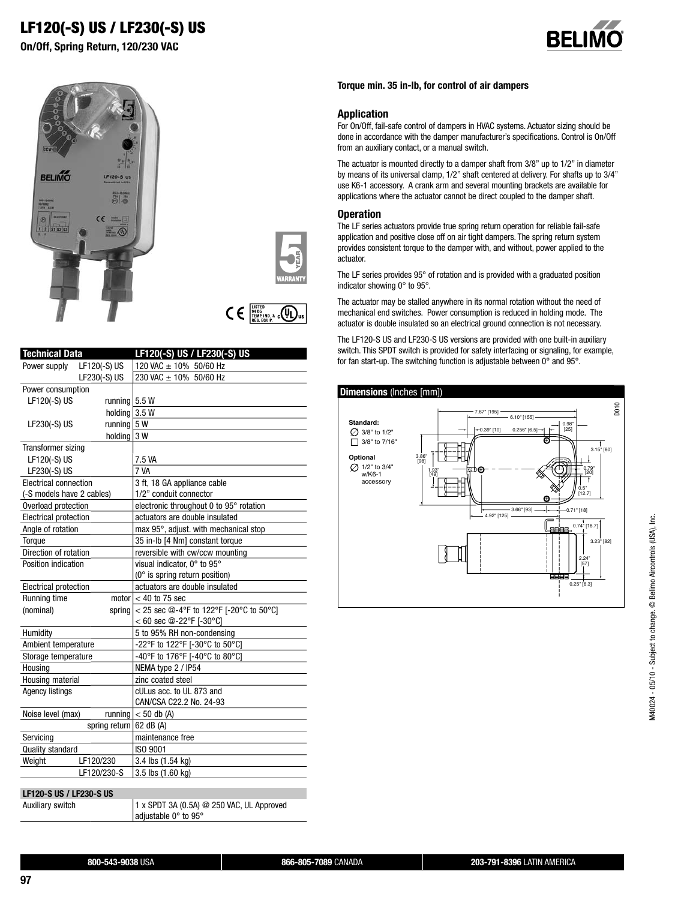# LF120(-S) US / LF230(-S) US

**On/Off, Spring Return, 120/230 VAC**

| Technical Data | | LF120(-S) US / LF230(-S) US |
|---|---|---|
| Power supply | LF120(-S) US | 120 VAC ± 10% 50/60 Hz |
| | LF230(-S) US | 230 VAC ± 10% 50/60 Hz |
| Power consumption | | |
| LF120(-S) US | running | 5.5 W |
| | holding | 3.5 W |
| LF230(-S) US | running | 5 W |
| | holding | 3 W |
| Transformer sizing | | |
| LF120(-S) US | | 7.5 VA |
| LF230(-S) US | | 7 VA |
| Electrical connection | | 3 ft, 18 GA appliance cable |
| (-S models have 2 cables) | | 1/2" conduit connector |
| Overload protection | | electronic throughout 0 to 95° rotation |
| Electrical protection | | actuators are double insulated |
| Angle of rotation | | max 95°, adjust. with mechanical stop |
| Torque | | 35 in-lb [4 Nm] constant torque |
| Direction of rotation | | reversible with cw/ccw mounting |
| Position indication | | visual indicator, 0° to 95° (0° is spring return position) |
| Electrical protection | | actuators are double insulated |
| Running time | motor | < 40 to 75 sec |
| (nominal) | spring | < 25 sec @-4°F to 122°F [-20°C to 50°C] |
| | | < 60 sec @-22°F [-30°C] |
| Humidity | | 5 to 95% RH non-condensing |
| Ambient temperature | | -22°F to 122°F [-30°C to 50°C] |
| Storage temperature | | -40°F to 176°F [-40°C to 80°C] |
| Housing | | NEMA type 2 / IP54 |
| Housing material | | zinc coated steel |
| Agency listings | | cULus acc. to UL 873 and CAN/CSA C22.2 No. 24-93 |
| Noise level (max) | running | < 50 db (A) |
| | spring return | 62 dB (A) |
| Servicing | | maintenance free |
| Quality standard | | ISO 9001 |
| Weight | LF120/230 | 3.4 lbs (1.54 kg) |
| | LF120/230-S | 3.5 lbs (1.60 kg) |

| LF120-S US / LF230-S US | |
|---|---|
| Auxiliary switch | 1 x SPDT 3A (0.5A) @ 250 VAC, UL Approved adjustable 0° to 95° |

**Torque min. 35 in-lb, for control of air dampers**

## Application

For On/Off, fail-safe control of dampers in HVAC systems. Actuator sizing should be done in accordance with the damper manufacturer's specifications. Control is On/Off from an auxiliary contact, or a manual switch.

The actuator is mounted directly to a damper shaft from 3/8" up to 1/2" in diameter by means of its universal clamp, 1/2" shaft centered at delivery. For shafts up to 3/4" use K6-1 accessory. A crank arm and several mounting brackets are available for applications where the actuator cannot be direct coupled to the damper shaft.

## Operation

The LF series actuators provide true spring return operation for reliable fail-safe application and positive close off on air tight dampers. The spring return system provides consistent torque to the damper with, and without, power applied to the actuator.

The LF series provides 95° of rotation and is provided with a graduated position indicator showing 0° to 95°.

The actuator may be stalled anywhere in its normal rotation without the need of mechanical end switches. Power consumption is reduced in holding mode. The actuator is double insulated so an electrical ground connection is not necessary.

The LF120-S US and LF230-S US versions are provided with one built-in auxiliary switch. This SPDT switch is provided for safety interfacing or signaling, for example, for fan start-up. The switching function is adjustable between 0° and 95°.

## Dimensions (Inches [mm])

Standard:
- ⌀ 3/8" to 1/2"
- □ 3/8" to 7/16"

Optional
- ⌀ 1/2" to 3/4" w/K6-1 accessory

7.67" [195], 6.10" [155], 0.39" [10], 0.256" [6.5], 0.98" [25], 3.15" [80], 3.86" [98], 1.93" [49], 0.79" [20], 0.5" [12.7], 3.66" [93], 0.71" [18], 4.92" [125], 0.74" [18.7], 3.23" [82], 2.24" [57], 0.25" [6.3]

D010

M40024 - 05/10 - Subject to change. © Belimo Aircontrols (USA), Inc.

**800-543-9038** USA | **866-805-7089** CANADA | **203-791-8396** LATIN AMERICA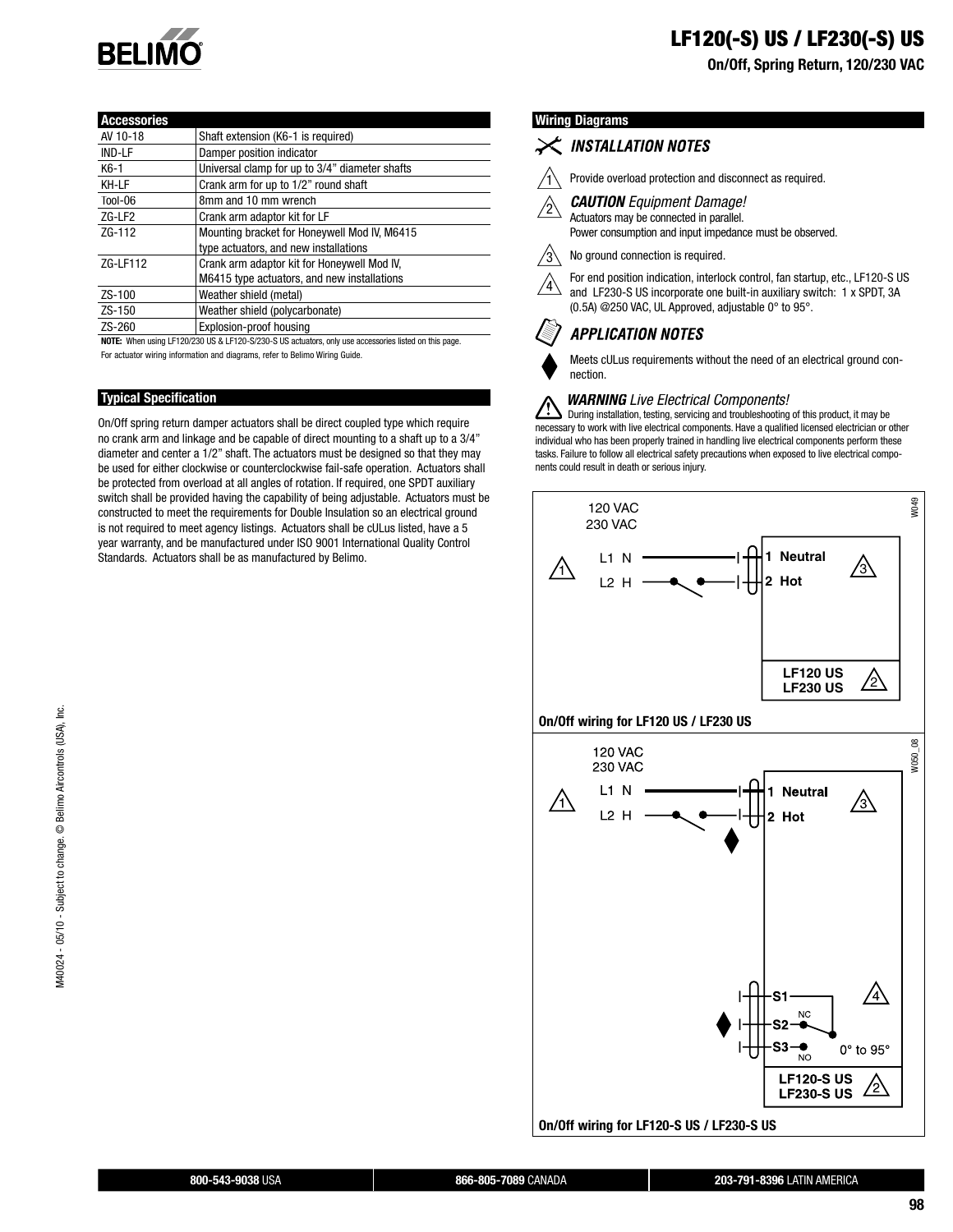# LF120(-S) US / LF230(-S) US

**On/Off, Spring Return, 120/230 VAC**

## Accessories

| | |
|---|---|
| AV 10-18 | Shaft extension (K6-1 is required) |
| IND-LF | Damper position indicator |
| K6-1 | Universal clamp for up to 3/4" diameter shafts |
| KH-LF | Crank arm for up to 1/2" round shaft |
| Tool-06 | 8mm and 10 mm wrench |
| ZG-LF2 | Crank arm adaptor kit for LF |
| ZG-112 | Mounting bracket for Honeywell Mod IV, M6415 type actuators, and new installations |
| ZG-LF112 | Crank arm adaptor kit for Honeywell Mod IV, M6415 type actuators and new installations |
| ZS-100 | Weather shield (metal) |
| ZS-150 | Weather shield (polycarbonate) |
| ZS-260 | Explosion-proof housing |

**NOTE:** When using LF120/230 US & LF120-S/230-S US actuators, only use accessories listed on this page.
For actuator wiring information and diagrams, refer to Belimo Wiring Guide.

## Typical Specification

On/Off spring return damper actuators shall be direct coupled type which require no crank arm and linkage and be capable of direct mounting to a shaft up to a 3/4" diameter and center a 1/2" shaft. The actuators must be designed so that they may be used for either clockwise or counterclockwise fail-safe operation. Actuators shall be protected from overload at all angles of rotation. If required, one SPDT auxiliary switch shall be provided having the capability of being adjustable. Actuators must be constructed to meet the requirements for Double Insulation so an electrical ground is not required to meet agency listings. Actuators shall be cULus listed, have a 5 year warranty, and be manufactured under ISO 9001 International Quality Control Standards. Actuators shall be as manufactured by Belimo.

## Wiring Diagrams

### INSTALLATION NOTES

1. Provide overload protection and disconnect as required.
2. ***CAUTION** Equipment Damage!*
   Actuators may be connected in parallel.
   Power consumption and input impedance must be observed.
3. No ground connection is required.
4. For end position indication, interlock control, fan startup, etc., LF120-S US and LF230-S US incorporate one built-in auxiliary switch: 1 x SPDT, 3A (0.5A) @250 VAC, UL Approved, adjustable 0° to 95°.

### APPLICATION NOTES

◆ Meets cULus requirements without the need of an electrical ground connection.

***WARNING** Live Electrical Components!*
During installation, testing, servicing and troubleshooting of this product, it may be necessary to work with live electrical components. Have a qualified licensed electrician or other individual who has been properly trained in handling live electrical components perform these tasks. Failure to follow all electrical safety precautions when exposed to live electrical components could result in death or serious injury.

W049

120 VAC
230 VAC
L1 N
L2 H
1 Neutral
2 Hot
LF120 US
LF230 US

**On/Off wiring for LF120 US / LF230 US**

W050_08

120 VAC
230 VAC
L1 N
L2 H
1 Neutral
2 Hot
S1
S2 NC
S3 NO
0° to 95°
LF120-S US
LF230-S US

**On/Off wiring for LF120-S US / LF230-S US**

M40024 - 05/10 - Subject to change. © Belimo Aircontrols (USA), Inc.

**800-543-9038** USA | **866-805-7089** CANADA | **203-791-8396** LATIN AMERICA